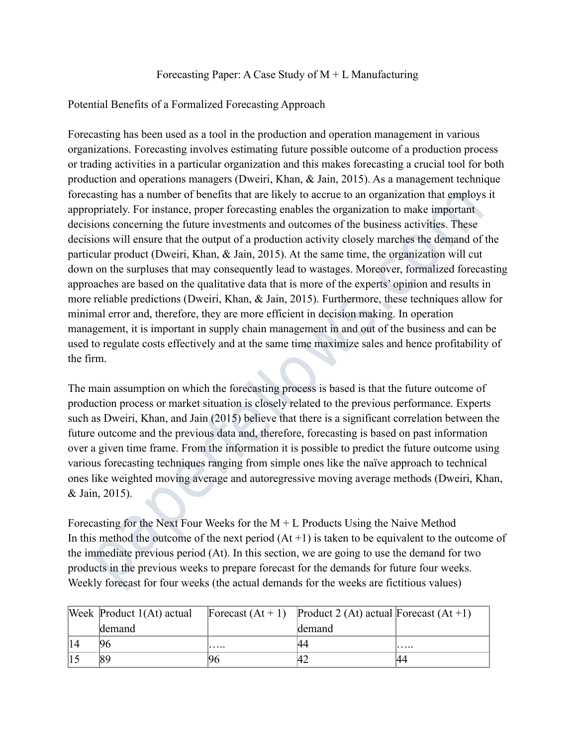# Forecasting Paper: A Case Study of M + L Manufacturing

## Potential Benefits of a Formalized Forecasting Approach

Forecasting has been used as a tool in the production and operation management in various organizations. Forecasting involves estimating future possible outcome of a production process or trading activities in a particular organization and this makes forecasting a crucial tool for both production and operations managers (Dweiri, Khan, & Jain, 2015). As a management technique forecasting has a number of benefits that are likely to accrue to an organization that employs it appropriately. For instance, proper forecasting enables the organization to make important decisions concerning the future investments and outcomes of the business activities. These decisions will ensure that the output of a production activity closely marches the demand of the particular product (Dweiri, Khan, & Jain, 2015). At the same time, the organization will cut down on the surpluses that may consequently lead to wastages. Moreover, formalized forecasting approaches are based on the qualitative data that is more of the experts' opinion and results in more reliable predictions (Dweiri, Khan, & Jain, 2015). Furthermore, these techniques allow for minimal error and, therefore, they are more efficient in decision making. In operation management, it is important in supply chain management in and out of the business and can be used to regulate costs effectively and at the same time maximize sales and hence profitability of the firm.

The main assumption on which the forecasting process is based is that the future outcome of production process or market situation is closely related to the previous performance. Experts such as Dweiri, Khan, and Jain (2015) believe that there is a significant correlation between the future outcome and the previous data and, therefore, forecasting is based on past information over a given time frame. From the information it is possible to predict the future outcome using various forecasting techniques ranging from simple ones like the naïve approach to technical ones like weighted moving average and autoregressive moving average methods (Dweiri, Khan, & Jain, 2015).

## Forecasting for the Next Four Weeks for the M + L Products Using the Naive Method

In this method the outcome of the next period (At +1) is taken to be equivalent to the outcome of the immediate previous period (At). In this section, we are going to use the demand for two products in the previous weeks to prepare forecast for the demands for future four weeks. Weekly forecast for four weeks (the actual demands for the weeks are fictitious values)

| Week | Product 1(At) actual demand | Forecast (At + 1) | Product 2 (At) actual demand | Forecast (At +1) |
|---|---|---|---|---|
| 14 | 96 | ….. | 44 | ….. |
| 15 | 89 | 96 | 42 | 44 |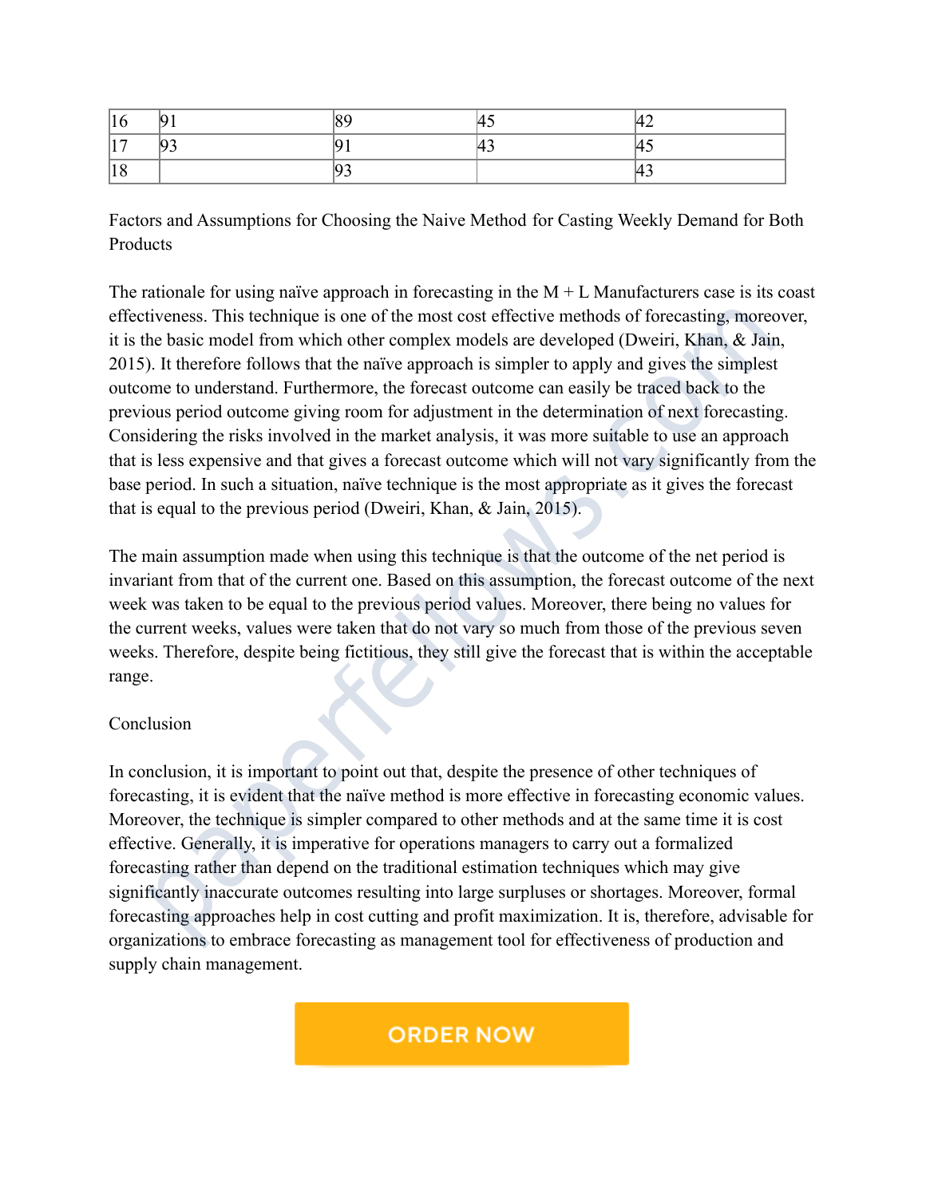| | | | | |
|---|---|---|---|---|
| 16 | 91 | 89 | 45 | 42 |
| 17 | 93 | 91 | 43 | 45 |
| 18 | | 93 | | 43 |

Factors and Assumptions for Choosing the Naive Method for Casting Weekly Demand for Both Products

The rationale for using naïve approach in forecasting in the M + L Manufacturers case is its coast effectiveness. This technique is one of the most cost effective methods of forecasting, moreover, it is the basic model from which other complex models are developed (Dweiri, Khan, & Jain, 2015). It therefore follows that the naïve approach is simpler to apply and gives the simplest outcome to understand. Furthermore, the forecast outcome can easily be traced back to the previous period outcome giving room for adjustment in the determination of next forecasting. Considering the risks involved in the market analysis, it was more suitable to use an approach that is less expensive and that gives a forecast outcome which will not vary significantly from the base period. In such a situation, naïve technique is the most appropriate as it gives the forecast that is equal to the previous period (Dweiri, Khan, & Jain, 2015).

The main assumption made when using this technique is that the outcome of the net period is invariant from that of the current one. Based on this assumption, the forecast outcome of the next week was taken to be equal to the previous period values. Moreover, there being no values for the current weeks, values were taken that do not vary so much from those of the previous seven weeks. Therefore, despite being fictitious, they still give the forecast that is within the acceptable range.

Conclusion

In conclusion, it is important to point out that, despite the presence of other techniques of forecasting, it is evident that the naïve method is more effective in forecasting economic values. Moreover, the technique is simpler compared to other methods and at the same time it is cost effective. Generally, it is imperative for operations managers to carry out a formalized forecasting rather than depend on the traditional estimation techniques which may give significantly inaccurate outcomes resulting into large surpluses or shortages. Moreover, formal forecasting approaches help in cost cutting and profit maximization. It is, therefore, advisable for organizations to embrace forecasting as management tool for effectiveness of production and supply chain management.

ORDER NOW